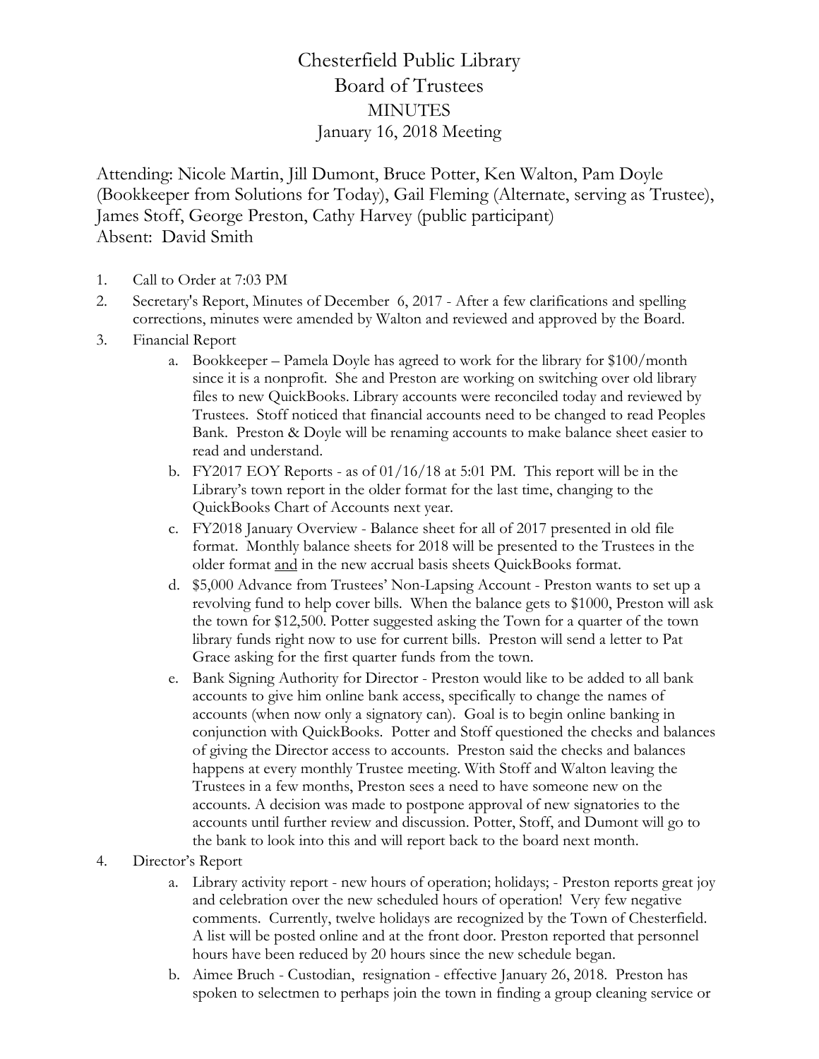# Chesterfield Public Library
## Board of Trustees
### MINUTES
### January 16, 2018 Meeting

Attending: Nicole Martin, Jill Dumont, Bruce Potter, Ken Walton, Pam Doyle (Bookkeeper from Solutions for Today), Gail Fleming (Alternate, serving as Trustee), James Stoff, George Preston, Cathy Harvey (public participant)
Absent: David Smith

1. Call to Order at 7:03 PM
2. Secretary's Report, Minutes of December 6, 2017 - After a few clarifications and spelling corrections, minutes were amended by Walton and reviewed and approved by the Board.
3. Financial Report
    a. Bookkeeper – Pamela Doyle has agreed to work for the library for $100/month since it is a nonprofit. She and Preston are working on switching over old library files to new QuickBooks. Library accounts were reconciled today and reviewed by Trustees. Stoff noticed that financial accounts need to be changed to read Peoples Bank. Preston & Doyle will be renaming accounts to make balance sheet easier to read and understand.
    b. FY2017 EOY Reports - as of 01/16/18 at 5:01 PM. This report will be in the Library's town report in the older format for the last time, changing to the QuickBooks Chart of Accounts next year.
    c. FY2018 January Overview - Balance sheet for all of 2017 presented in old file format. Monthly balance sheets for 2018 will be presented to the Trustees in the older format <u>and</u> in the new accrual basis sheets QuickBooks format.
    d. $5,000 Advance from Trustees' Non-Lapsing Account - Preston wants to set up a revolving fund to help cover bills. When the balance gets to $1000, Preston will ask the town for $12,500. Potter suggested asking the Town for a quarter of the town library funds right now to use for current bills. Preston will send a letter to Pat Grace asking for the first quarter funds from the town.
    e. Bank Signing Authority for Director - Preston would like to be added to all bank accounts to give him online bank access, specifically to change the names of accounts (when now only a signatory can). Goal is to begin online banking in conjunction with QuickBooks. Potter and Stoff questioned the checks and balances of giving the Director access to accounts. Preston said the checks and balances happens at every monthly Trustee meeting. With Stoff and Walton leaving the Trustees in a few months, Preston sees a need to have someone new on the accounts. A decision was made to postpone approval of new signatories to the accounts until further review and discussion. Potter, Stoff, and Dumont will go to the bank to look into this and will report back to the board next month.
4. Director's Report
    a. Library activity report - new hours of operation; holidays; - Preston reports great joy and celebration over the new scheduled hours of operation! Very few negative comments. Currently, twelve holidays are recognized by the Town of Chesterfield. A list will be posted online and at the front door. Preston reported that personnel hours have been reduced by 20 hours since the new schedule began.
    b. Aimee Bruch - Custodian, resignation - effective January 26, 2018. Preston has spoken to selectmen to perhaps join the town in finding a group cleaning service or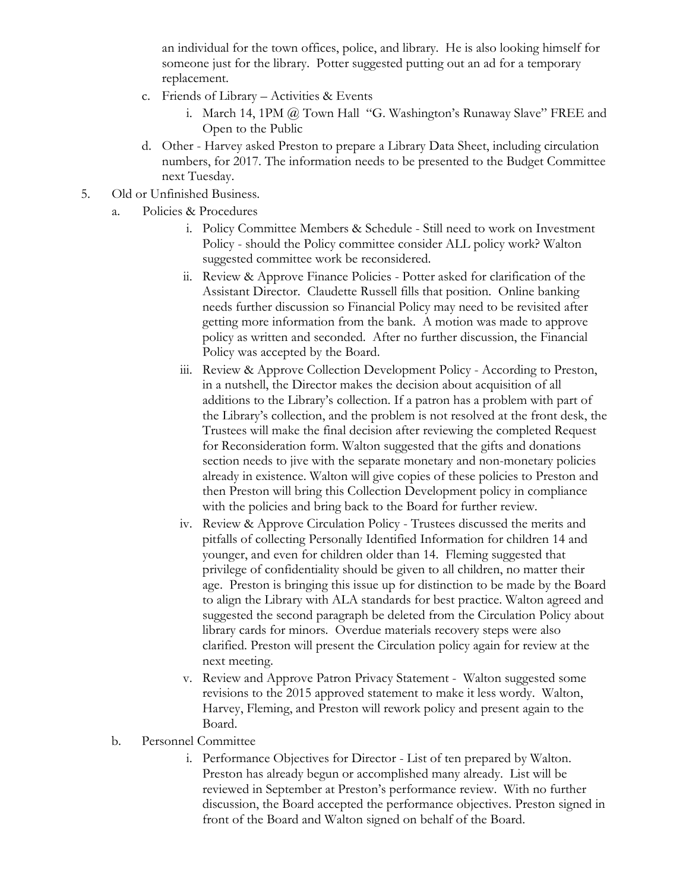an individual for the town offices, police, and library. He is also looking himself for someone just for the library. Potter suggested putting out an ad for a temporary replacement.

   c. Friends of Library – Activities & Events
      i. March 14, 1PM @ Town Hall "G. Washington's Runaway Slave" FREE and Open to the Public
   d. Other - Harvey asked Preston to prepare a Library Data Sheet, including circulation numbers, for 2017. The information needs to be presented to the Budget Committee next Tuesday.

5. Old or Unfinished Business.
   a. Policies & Procedures
      i. Policy Committee Members & Schedule - Still need to work on Investment Policy - should the Policy committee consider ALL policy work? Walton suggested committee work be reconsidered.
      ii. Review & Approve Finance Policies - Potter asked for clarification of the Assistant Director. Claudette Russell fills that position. Online banking needs further discussion so Financial Policy may need to be revisited after getting more information from the bank. A motion was made to approve policy as written and seconded. After no further discussion, the Financial Policy was accepted by the Board.
      iii. Review & Approve Collection Development Policy - According to Preston, in a nutshell, the Director makes the decision about acquisition of all additions to the Library's collection. If a patron has a problem with part of the Library's collection, and the problem is not resolved at the front desk, the Trustees will make the final decision after reviewing the completed Request for Reconsideration form. Walton suggested that the gifts and donations section needs to jive with the separate monetary and non-monetary policies already in existence. Walton will give copies of these policies to Preston and then Preston will bring this Collection Development policy in compliance with the policies and bring back to the Board for further review.
      iv. Review & Approve Circulation Policy - Trustees discussed the merits and pitfalls of collecting Personally Identified Information for children 14 and younger, and even for children older than 14. Fleming suggested that privilege of confidentiality should be given to all children, no matter their age. Preston is bringing this issue up for distinction to be made by the Board to align the Library with ALA standards for best practice. Walton agreed and suggested the second paragraph be deleted from the Circulation Policy about library cards for minors. Overdue materials recovery steps were also clarified. Preston will present the Circulation policy again for review at the next meeting.
      v. Review and Approve Patron Privacy Statement - Walton suggested some revisions to the 2015 approved statement to make it less wordy. Walton, Harvey, Fleming, and Preston will rework policy and present again to the Board.
   b. Personnel Committee
      i. Performance Objectives for Director - List of ten prepared by Walton. Preston has already begun or accomplished many already. List will be reviewed in September at Preston's performance review. With no further discussion, the Board accepted the performance objectives. Preston signed in front of the Board and Walton signed on behalf of the Board.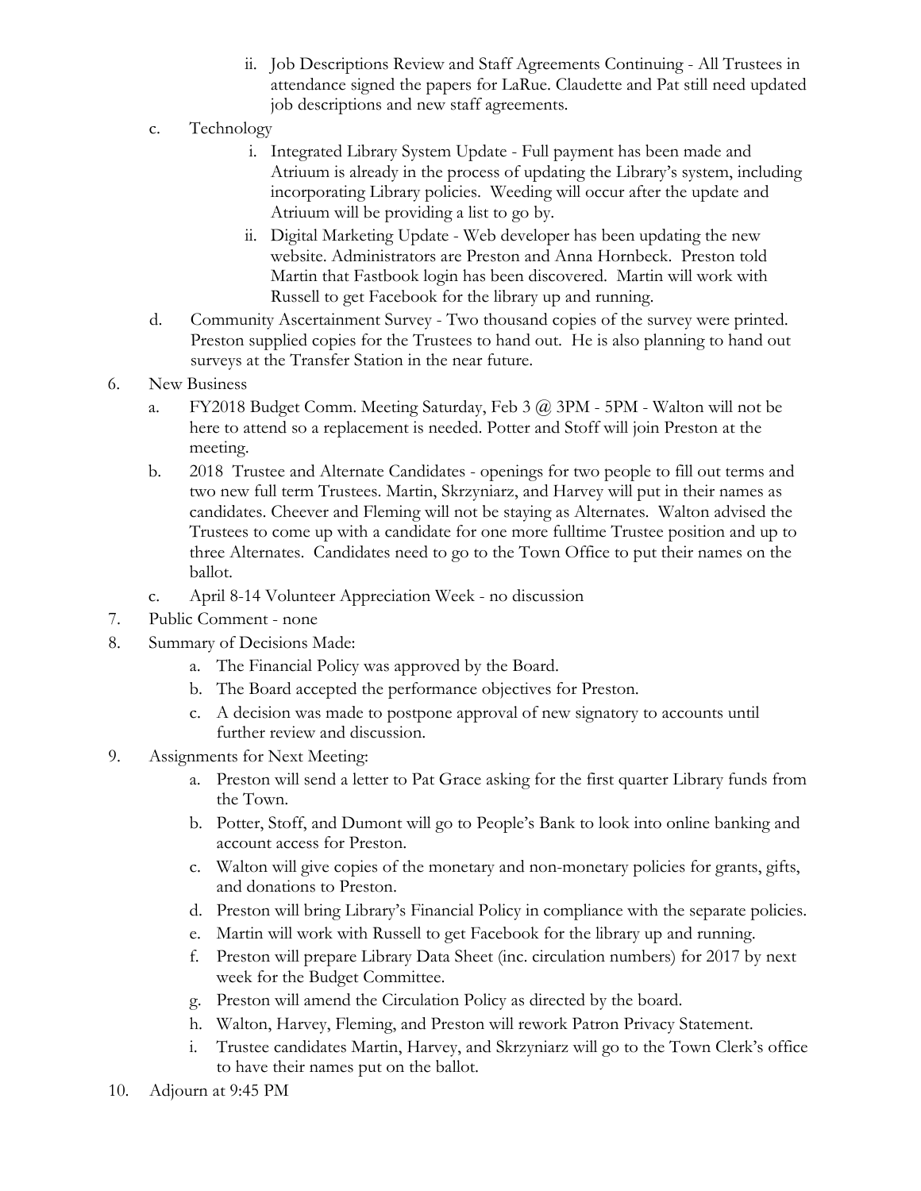- ii. Job Descriptions Review and Staff Agreements Continuing - All Trustees in attendance signed the papers for LaRue. Claudette and Pat still need updated job descriptions and new staff agreements.

   c. Technology
   - i. Integrated Library System Update - Full payment has been made and Atriuum is already in the process of updating the Library's system, including incorporating Library policies. Weeding will occur after the update and Atriuum will be providing a list to go by.
   - ii. Digital Marketing Update - Web developer has been updating the new website. Administrators are Preston and Anna Hornbeck. Preston told Martin that Fastbook login has been discovered. Martin will work with Russell to get Facebook for the library up and running.

   d. Community Ascertainment Survey - Two thousand copies of the survey were printed. Preston supplied copies for the Trustees to hand out. He is also planning to hand out surveys at the Transfer Station in the near future.

6. New Business
   a. FY2018 Budget Comm. Meeting Saturday, Feb 3 @ 3PM - 5PM - Walton will not be here to attend so a replacement is needed. Potter and Stoff will join Preston at the meeting.
   b. 2018 Trustee and Alternate Candidates - openings for two people to fill out terms and two new full term Trustees. Martin, Skrzyniarz, and Harvey will put in their names as candidates. Cheever and Fleming will not be staying as Alternates. Walton advised the Trustees to come up with a candidate for one more fulltime Trustee position and up to three Alternates. Candidates need to go to the Town Office to put their names on the ballot.
   c. April 8-14 Volunteer Appreciation Week - no discussion

7. Public Comment - none

8. Summary of Decisions Made:
   a. The Financial Policy was approved by the Board.
   b. The Board accepted the performance objectives for Preston.
   c. A decision was made to postpone approval of new signatory to accounts until further review and discussion.

9. Assignments for Next Meeting:
   a. Preston will send a letter to Pat Grace asking for the first quarter Library funds from the Town.
   b. Potter, Stoff, and Dumont will go to People's Bank to look into online banking and account access for Preston.
   c. Walton will give copies of the monetary and non-monetary policies for grants, gifts, and donations to Preston.
   d. Preston will bring Library's Financial Policy in compliance with the separate policies.
   e. Martin will work with Russell to get Facebook for the library up and running.
   f. Preston will prepare Library Data Sheet (inc. circulation numbers) for 2017 by next week for the Budget Committee.
   g. Preston will amend the Circulation Policy as directed by the board.
   h. Walton, Harvey, Fleming, and Preston will rework Patron Privacy Statement.
   i. Trustee candidates Martin, Harvey, and Skrzyniarz will go to the Town Clerk's office to have their names put on the ballot.

10. Adjourn at 9:45 PM